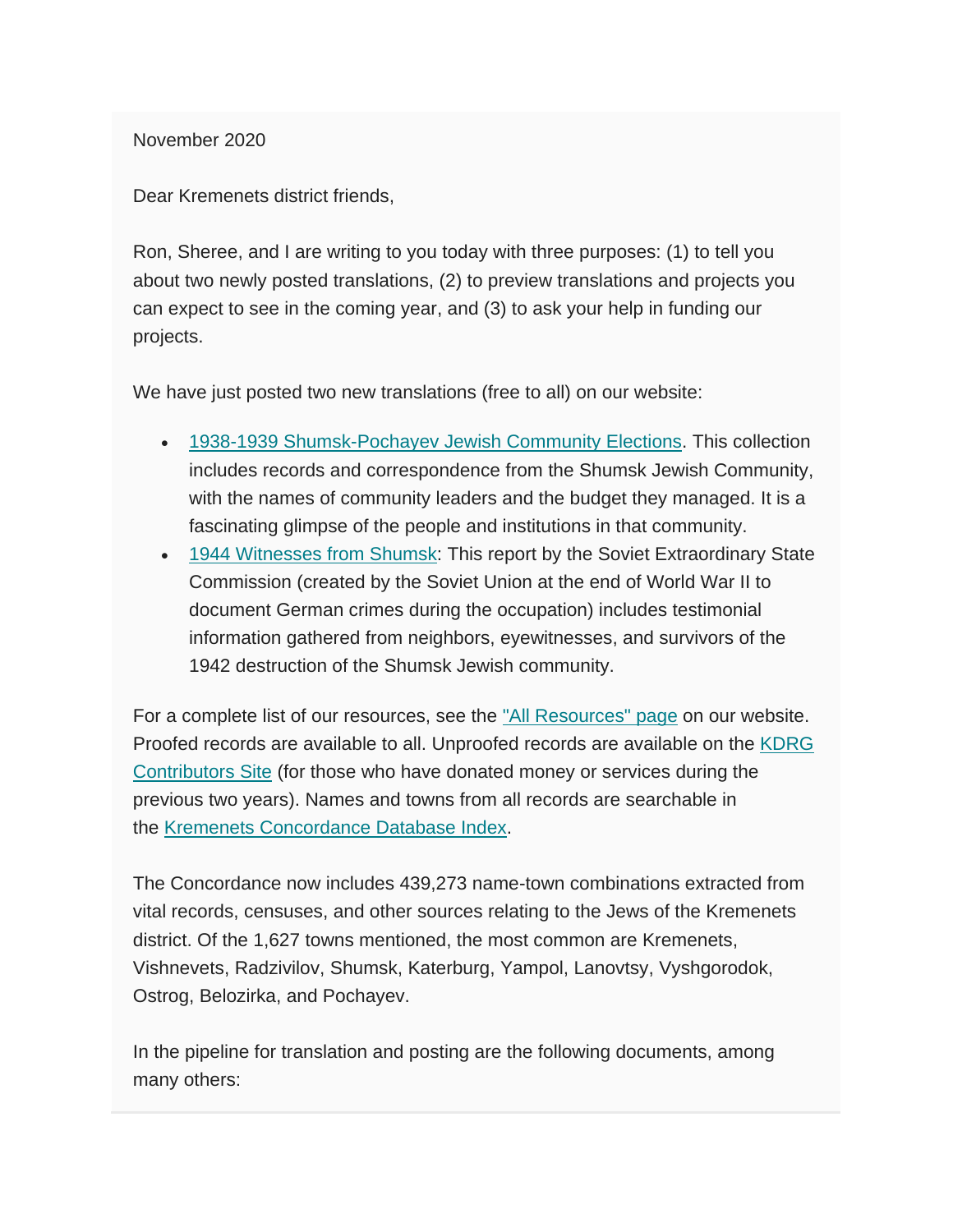November 2020

Dear Kremenets district friends,

Ron, Sheree, and I are writing to you today with three purposes: (1) to tell you about two newly posted translations, (2) to preview translations and projects you can expect to see in the coming year, and (3) to ask your help in funding our projects.

We have just posted two new translations (free to all) on our website:

- 1938-1939 Shumsk-Pochayev Jewish Community Elections. This collection includes records and correspondence from the Shumsk Jewish Community, with the names of community leaders and the budget they managed. It is a fascinating glimpse of the people and institutions in that community.
- 1944 Witnesses from Shumsk: This report by the Soviet Extraordinary State Commission (created by the Soviet Union at the end of World War II to document German crimes during the occupation) includes testimonial information gathered from neighbors, eyewitnesses, and survivors of the 1942 destruction of the Shumsk Jewish community.

For a complete list of our resources, see the "All Resources" page on our website. Proofed records are available to all. Unproofed records are available on the KDRG Contributors Site (for those who have donated money or services during the previous two years). Names and towns from all records are searchable in the Kremenets Concordance Database Index.

The Concordance now includes 439,273 name-town combinations extracted from vital records, censuses, and other sources relating to the Jews of the Kremenets district. Of the 1,627 towns mentioned, the most common are Kremenets, Vishnevets, Radzivilov, Shumsk, Katerburg, Yampol, Lanovtsy, Vyshgorodok, Ostrog, Belozirka, and Pochayev.

In the pipeline for translation and posting are the following documents, among many others: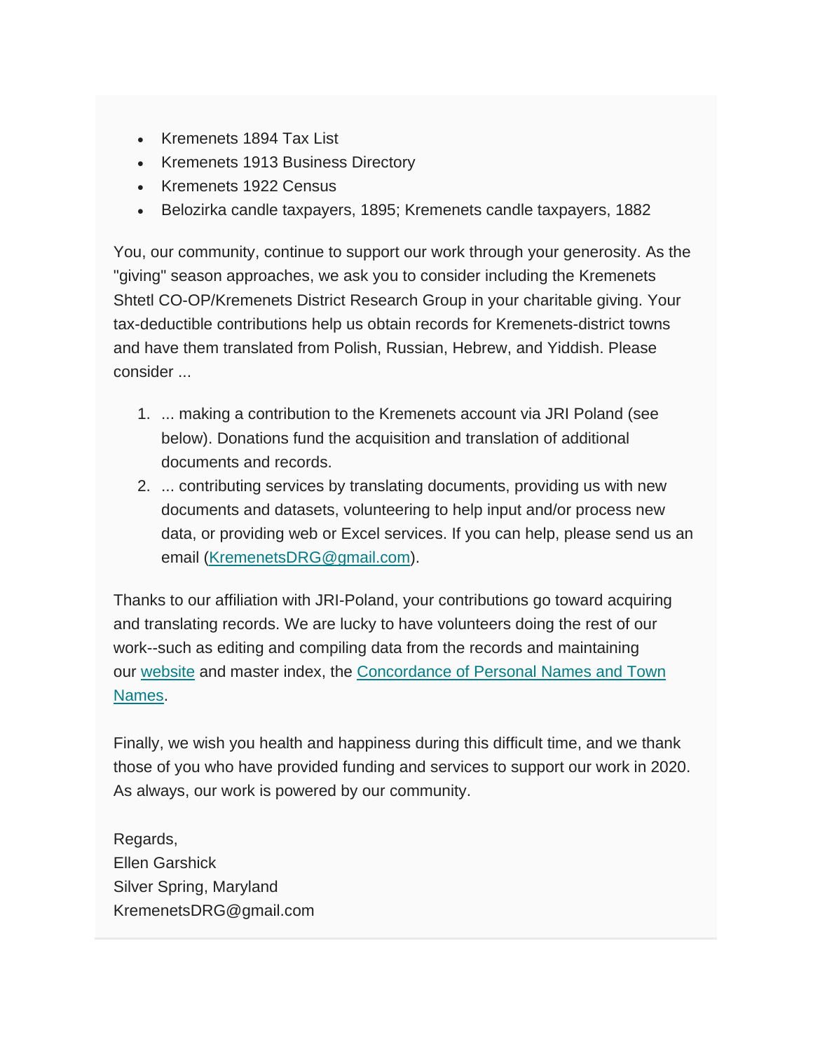- Kremenets 1894 Tax List
- Kremenets 1913 Business Directory
- Kremenets 1922 Census
- Belozirka candle taxpayers, 1895; Kremenets candle taxpayers, 1882

You, our community, continue to support our work through your generosity. As the "giving" season approaches, we ask you to consider including the Kremenets Shtetl CO-OP/Kremenets District Research Group in your charitable giving. Your tax-deductible contributions help us obtain records for Kremenets-district towns and have them translated from Polish, Russian, Hebrew, and Yiddish. Please consider ...

1. ... making a contribution to the Kremenets account via JRI Poland (see below). Donations fund the acquisition and translation of additional documents and records.
2. ... contributing services by translating documents, providing us with new documents and datasets, volunteering to help input and/or process new data, or providing web or Excel services. If you can help, please send us an email (KremenetsDRG@gmail.com).

Thanks to our affiliation with JRI-Poland, your contributions go toward acquiring and translating records. We are lucky to have volunteers doing the rest of our work--such as editing and compiling data from the records and maintaining our website and master index, the Concordance of Personal Names and Town Names.

Finally, we wish you health and happiness during this difficult time, and we thank those of you who have provided funding and services to support our work in 2020. As always, our work is powered by our community.

Regards,
Ellen Garshick
Silver Spring, Maryland
KremenetsDRG@gmail.com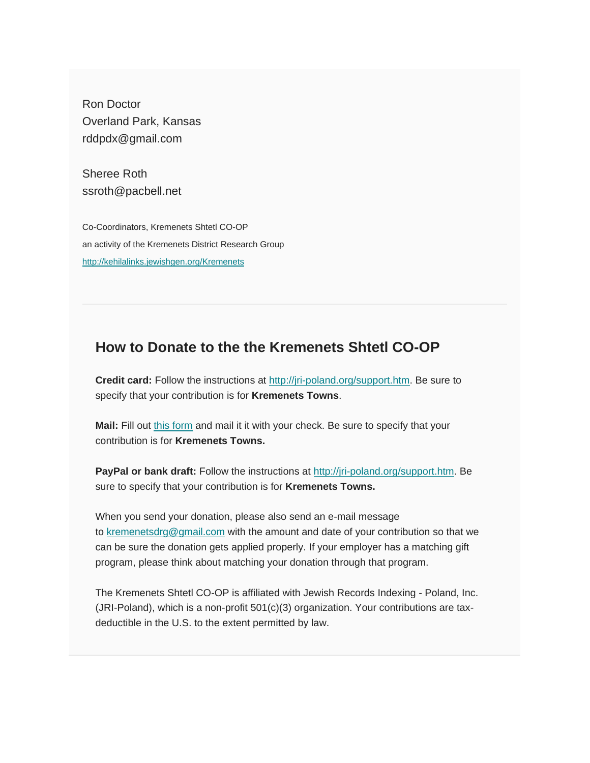Ron Doctor  
Overland Park, Kansas  
rddpdx@gmail.com

Sheree Roth  
ssroth@pacbell.net

Co-Coordinators, Kremenets Shtetl CO-OP  
an activity of the Kremenets District Research Group  
http://kehilalinks.jewishgen.org/Kremenets

---

## How to Donate to the the Kremenets Shtetl CO-OP

**Credit card:** Follow the instructions at http://jri-poland.org/support.htm. Be sure to specify that your contribution is for **Kremenets Towns**.

**Mail:** Fill out this form and mail it it with your check. Be sure to specify that your contribution is for **Kremenets Towns.**

**PayPal or bank draft:** Follow the instructions at http://jri-poland.org/support.htm. Be sure to specify that your contribution is for **Kremenets Towns.**

When you send your donation, please also send an e-mail message to kremenetsdrg@gmail.com with the amount and date of your contribution so that we can be sure the donation gets applied properly. If your employer has a matching gift program, please think about matching your donation through that program.

The Kremenets Shtetl CO-OP is affiliated with Jewish Records Indexing - Poland, Inc. (JRI-Poland), which is a non-profit 501(c)(3) organization. Your contributions are tax-deductible in the U.S. to the extent permitted by law.